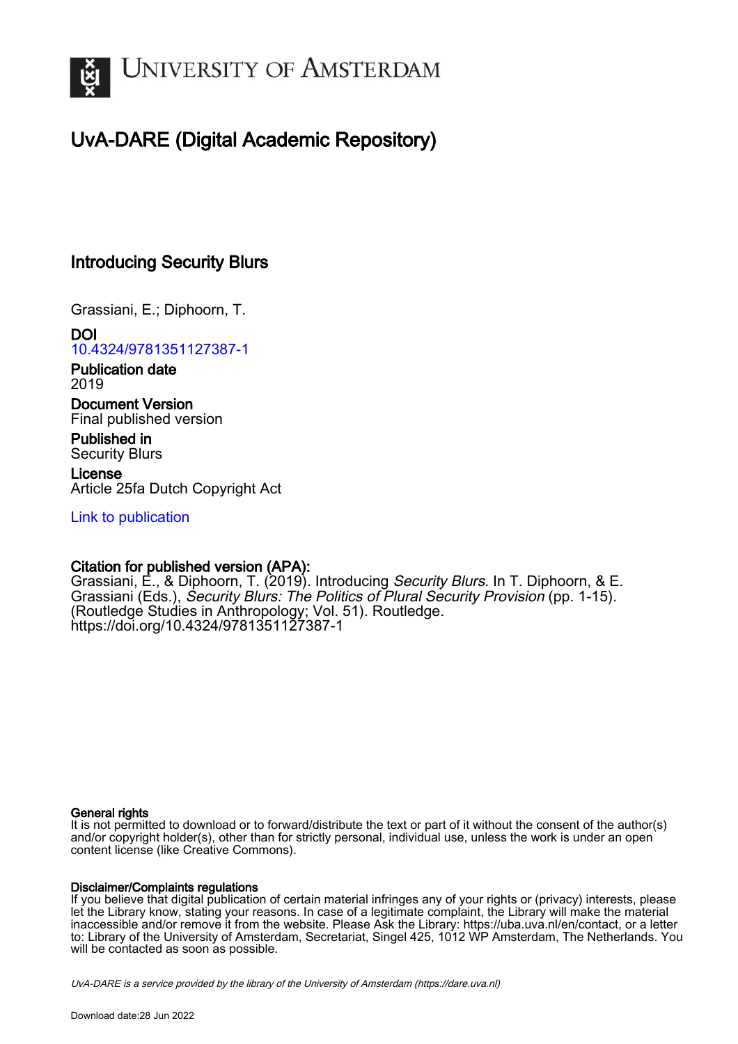UNIVERSITY OF AMSTERDAM

# UvA-DARE (Digital Academic Repository)

## Introducing Security Blurs

Grassiani, E.; Diphoorn, T.

**DOI**
10.4324/9781351127387-1

**Publication date**
2019

**Document Version**
Final published version

**Published in**
Security Blurs

**License**
Article 25fa Dutch Copyright Act

Link to publication

**Citation for published version (APA):**
Grassiani, E., & Diphoorn, T. (2019). Introducing *Security Blurs*. In T. Diphoorn, & E. Grassiani (Eds.), *Security Blurs: The Politics of Plural Security Provision* (pp. 1-15). (Routledge Studies in Anthropology; Vol. 51). Routledge. https://doi.org/10.4324/9781351127387-1

**General rights**
It is not permitted to download or to forward/distribute the text or part of it without the consent of the author(s) and/or copyright holder(s), other than for strictly personal, individual use, unless the work is under an open content license (like Creative Commons).

**Disclaimer/Complaints regulations**
If you believe that digital publication of certain material infringes any of your rights or (privacy) interests, please let the Library know, stating your reasons. In case of a legitimate complaint, the Library will make the material inaccessible and/or remove it from the website. Please Ask the Library: https://uba.uva.nl/en/contact, or a letter to: Library of the University of Amsterdam, Secretariat, Singel 425, 1012 WP Amsterdam, The Netherlands. You will be contacted as soon as possible.

*UvA-DARE is a service provided by the library of the University of Amsterdam (https://dare.uva.nl)*

Download date:28 Jun 2022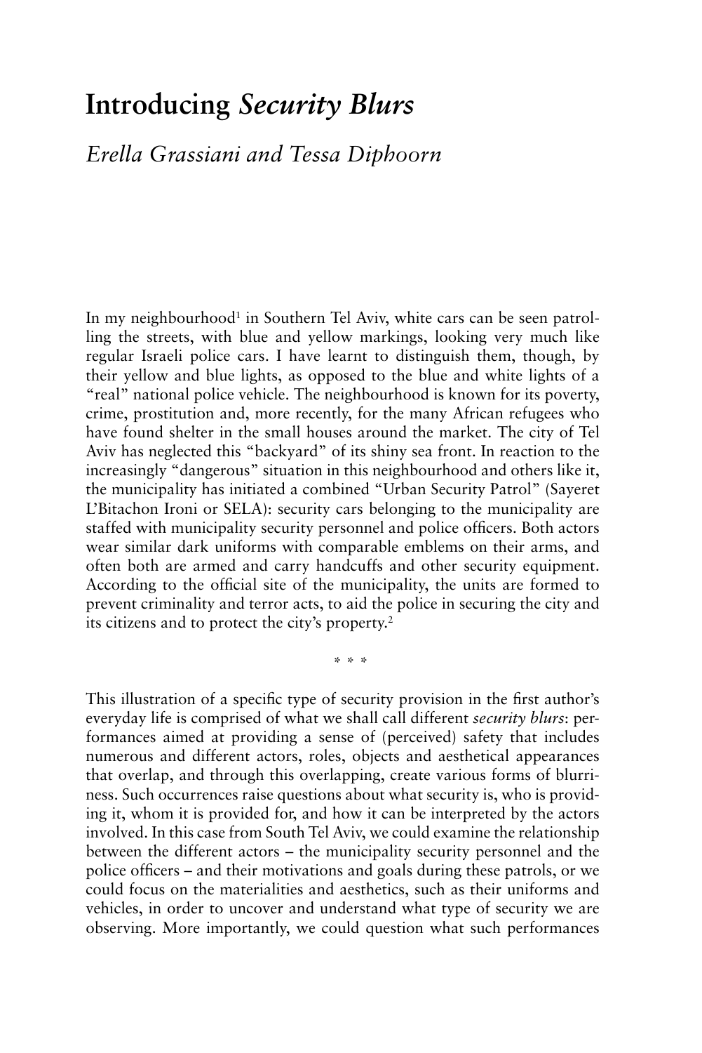# Introducing *Security Blurs*

*Erella Grassiani and Tessa Diphoorn*

In my neighbourhood[1] in Southern Tel Aviv, white cars can be seen patrolling the streets, with blue and yellow markings, looking very much like regular Israeli police cars. I have learnt to distinguish them, though, by their yellow and blue lights, as opposed to the blue and white lights of a "real" national police vehicle. The neighbourhood is known for its poverty, crime, prostitution and, more recently, for the many African refugees who have found shelter in the small houses around the market. The city of Tel Aviv has neglected this "backyard" of its shiny sea front. In reaction to the increasingly "dangerous" situation in this neighbourhood and others like it, the municipality has initiated a combined "Urban Security Patrol" (Sayeret L'Bitachon Ironi or SELA): security cars belonging to the municipality are staffed with municipality security personnel and police officers. Both actors wear similar dark uniforms with comparable emblems on their arms, and often both are armed and carry handcuffs and other security equipment. According to the official site of the municipality, the units are formed to prevent criminality and terror acts, to aid the police in securing the city and its citizens and to protect the city's property.[2]

\* \* \*

This illustration of a specific type of security provision in the first author's everyday life is comprised of what we shall call different *security blurs*: performances aimed at providing a sense of (perceived) safety that includes numerous and different actors, roles, objects and aesthetical appearances that overlap, and through this overlapping, create various forms of blurriness. Such occurrences raise questions about what security is, who is providing it, whom it is provided for, and how it can be interpreted by the actors involved. In this case from South Tel Aviv, we could examine the relationship between the different actors – the municipality security personnel and the police officers – and their motivations and goals during these patrols, or we could focus on the materialities and aesthetics, such as their uniforms and vehicles, in order to uncover and understand what type of security we are observing. More importantly, we could question what such performances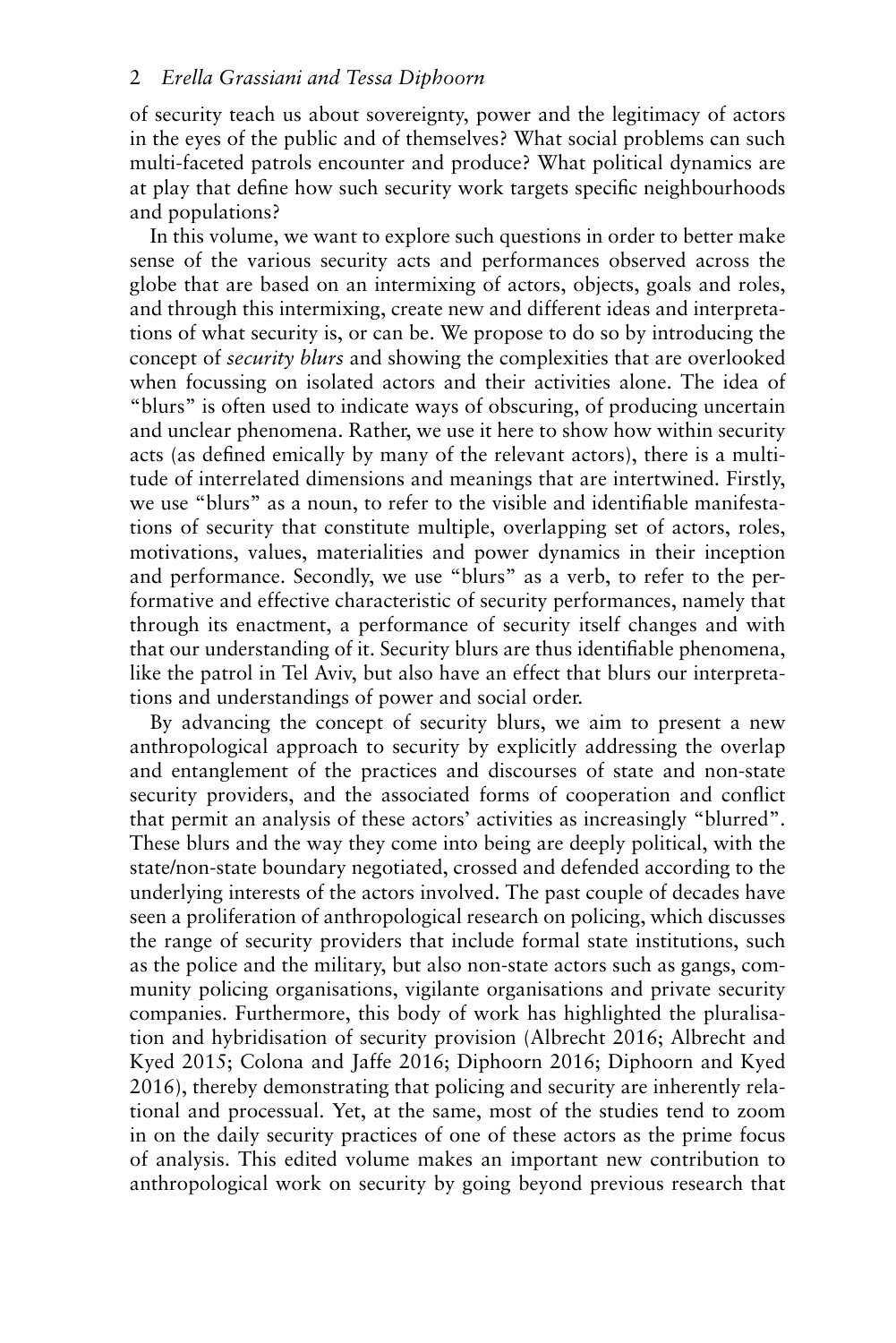of security teach us about sovereignty, power and the legitimacy of actors in the eyes of the public and of themselves? What social problems can such multi-faceted patrols encounter and produce? What political dynamics are at play that define how such security work targets specific neighbourhoods and populations?

In this volume, we want to explore such questions in order to better make sense of the various security acts and performances observed across the globe that are based on an intermixing of actors, objects, goals and roles, and through this intermixing, create new and different ideas and interpretations of what security is, or can be. We propose to do so by introducing the concept of *security blurs* and showing the complexities that are overlooked when focussing on isolated actors and their activities alone. The idea of "blurs" is often used to indicate ways of obscuring, of producing uncertain and unclear phenomena. Rather, we use it here to show how within security acts (as defined emically by many of the relevant actors), there is a multitude of interrelated dimensions and meanings that are intertwined. Firstly, we use "blurs" as a noun, to refer to the visible and identifiable manifestations of security that constitute multiple, overlapping set of actors, roles, motivations, values, materialities and power dynamics in their inception and performance. Secondly, we use "blurs" as a verb, to refer to the performative and effective characteristic of security performances, namely that through its enactment, a performance of security itself changes and with that our understanding of it. Security blurs are thus identifiable phenomena, like the patrol in Tel Aviv, but also have an effect that blurs our interpretations and understandings of power and social order.

By advancing the concept of security blurs, we aim to present a new anthropological approach to security by explicitly addressing the overlap and entanglement of the practices and discourses of state and non-state security providers, and the associated forms of cooperation and conflict that permit an analysis of these actors' activities as increasingly "blurred". These blurs and the way they come into being are deeply political, with the state/non-state boundary negotiated, crossed and defended according to the underlying interests of the actors involved. The past couple of decades have seen a proliferation of anthropological research on policing, which discusses the range of security providers that include formal state institutions, such as the police and the military, but also non-state actors such as gangs, community policing organisations, vigilante organisations and private security companies. Furthermore, this body of work has highlighted the pluralisation and hybridisation of security provision (Albrecht 2016; Albrecht and Kyed 2015; Colona and Jaffe 2016; Diphoorn 2016; Diphoorn and Kyed 2016), thereby demonstrating that policing and security are inherently relational and processual. Yet, at the same, most of the studies tend to zoom in on the daily security practices of one of these actors as the prime focus of analysis. This edited volume makes an important new contribution to anthropological work on security by going beyond previous research that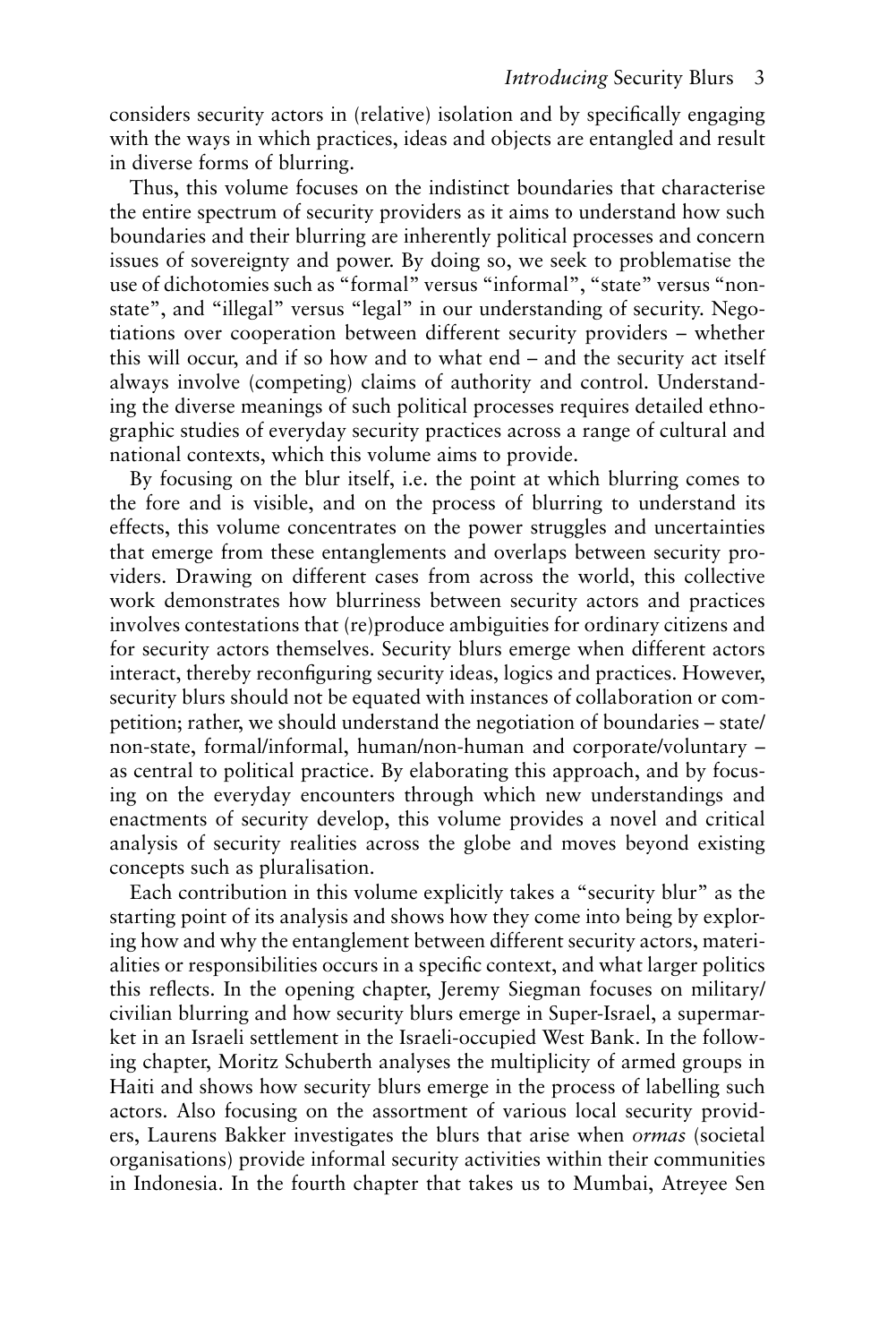considers security actors in (relative) isolation and by specifically engaging with the ways in which practices, ideas and objects are entangled and result in diverse forms of blurring.

Thus, this volume focuses on the indistinct boundaries that characterise the entire spectrum of security providers as it aims to understand how such boundaries and their blurring are inherently political processes and concern issues of sovereignty and power. By doing so, we seek to problematise the use of dichotomies such as "formal" versus "informal", "state" versus "non-state", and "illegal" versus "legal" in our understanding of security. Negotiations over cooperation between different security providers – whether this will occur, and if so how and to what end – and the security act itself always involve (competing) claims of authority and control. Understanding the diverse meanings of such political processes requires detailed ethnographic studies of everyday security practices across a range of cultural and national contexts, which this volume aims to provide.

By focusing on the blur itself, i.e. the point at which blurring comes to the fore and is visible, and on the process of blurring to understand its effects, this volume concentrates on the power struggles and uncertainties that emerge from these entanglements and overlaps between security providers. Drawing on different cases from across the world, this collective work demonstrates how blurriness between security actors and practices involves contestations that (re)produce ambiguities for ordinary citizens and for security actors themselves. Security blurs emerge when different actors interact, thereby reconfiguring security ideas, logics and practices. However, security blurs should not be equated with instances of collaboration or competition; rather, we should understand the negotiation of boundaries – state/non-state, formal/informal, human/non-human and corporate/voluntary – as central to political practice. By elaborating this approach, and by focusing on the everyday encounters through which new understandings and enactments of security develop, this volume provides a novel and critical analysis of security realities across the globe and moves beyond existing concepts such as pluralisation.

Each contribution in this volume explicitly takes a "security blur" as the starting point of its analysis and shows how they come into being by exploring how and why the entanglement between different security actors, materialities or responsibilities occurs in a specific context, and what larger politics this reflects. In the opening chapter, Jeremy Siegman focuses on military/civilian blurring and how security blurs emerge in Super-Israel, a supermarket in an Israeli settlement in the Israeli-occupied West Bank. In the following chapter, Moritz Schuberth analyses the multiplicity of armed groups in Haiti and shows how security blurs emerge in the process of labelling such actors. Also focusing on the assortment of various local security providers, Laurens Bakker investigates the blurs that arise when *ormas* (societal organisations) provide informal security activities within their communities in Indonesia. In the fourth chapter that takes us to Mumbai, Atreyee Sen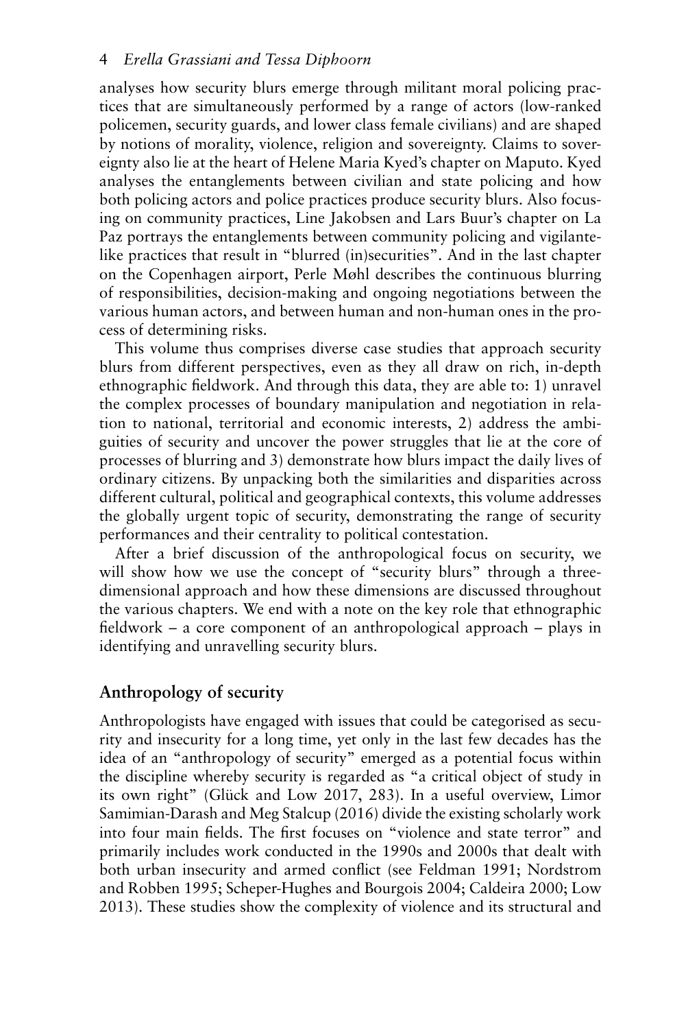analyses how security blurs emerge through militant moral policing practices that are simultaneously performed by a range of actors (low-ranked policemen, security guards, and lower class female civilians) and are shaped by notions of morality, violence, religion and sovereignty. Claims to sovereignty also lie at the heart of Helene Maria Kyed's chapter on Maputo. Kyed analyses the entanglements between civilian and state policing and how both policing actors and police practices produce security blurs. Also focusing on community practices, Line Jakobsen and Lars Buur's chapter on La Paz portrays the entanglements between community policing and vigilante-like practices that result in "blurred (in)securities". And in the last chapter on the Copenhagen airport, Perle Møhl describes the continuous blurring of responsibilities, decision-making and ongoing negotiations between the various human actors, and between human and non-human ones in the process of determining risks.

This volume thus comprises diverse case studies that approach security blurs from different perspectives, even as they all draw on rich, in-depth ethnographic fieldwork. And through this data, they are able to: 1) unravel the complex processes of boundary manipulation and negotiation in relation to national, territorial and economic interests, 2) address the ambiguities of security and uncover the power struggles that lie at the core of processes of blurring and 3) demonstrate how blurs impact the daily lives of ordinary citizens. By unpacking both the similarities and disparities across different cultural, political and geographical contexts, this volume addresses the globally urgent topic of security, demonstrating the range of security performances and their centrality to political contestation.

After a brief discussion of the anthropological focus on security, we will show how we use the concept of "security blurs" through a three-dimensional approach and how these dimensions are discussed throughout the various chapters. We end with a note on the key role that ethnographic fieldwork – a core component of an anthropological approach – plays in identifying and unravelling security blurs.

## Anthropology of security

Anthropologists have engaged with issues that could be categorised as security and insecurity for a long time, yet only in the last few decades has the idea of an "anthropology of security" emerged as a potential focus within the discipline whereby security is regarded as "a critical object of study in its own right" (Glück and Low 2017, 283). In a useful overview, Limor Samimian-Darash and Meg Stalcup (2016) divide the existing scholarly work into four main fields. The first focuses on "violence and state terror" and primarily includes work conducted in the 1990s and 2000s that dealt with both urban insecurity and armed conflict (see Feldman 1991; Nordstrom and Robben 1995; Scheper-Hughes and Bourgois 2004; Caldeira 2000; Low 2013). These studies show the complexity of violence and its structural and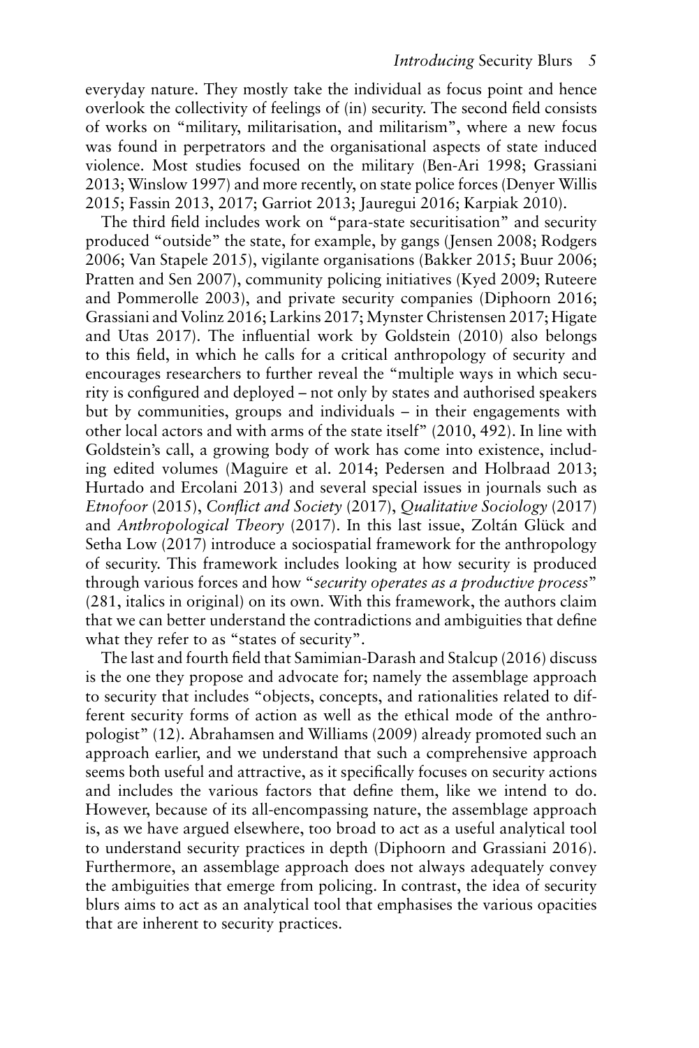everyday nature. They mostly take the individual as focus point and hence overlook the collectivity of feelings of (in) security. The second field consists of works on "military, militarisation, and militarism", where a new focus was found in perpetrators and the organisational aspects of state induced violence. Most studies focused on the military (Ben-Ari 1998; Grassiani 2013; Winslow 1997) and more recently, on state police forces (Denyer Willis 2015; Fassin 2013, 2017; Garriot 2013; Jauregui 2016; Karpiak 2010).

The third field includes work on "para-state securitisation" and security produced "outside" the state, for example, by gangs (Jensen 2008; Rodgers 2006; Van Stapele 2015), vigilante organisations (Bakker 2015; Buur 2006; Pratten and Sen 2007), community policing initiatives (Kyed 2009; Ruteere and Pommerolle 2003), and private security companies (Diphoorn 2016; Grassiani and Volinz 2016; Larkins 2017; Mynster Christensen 2017; Higate and Utas 2017). The influential work by Goldstein (2010) also belongs to this field, in which he calls for a critical anthropology of security and encourages researchers to further reveal the "multiple ways in which security is configured and deployed – not only by states and authorised speakers but by communities, groups and individuals – in their engagements with other local actors and with arms of the state itself" (2010, 492). In line with Goldstein's call, a growing body of work has come into existence, including edited volumes (Maguire et al. 2014; Pedersen and Holbraad 2013; Hurtado and Ercolani 2013) and several special issues in journals such as *Etnofoor* (2015), *Conflict and Society* (2017), *Qualitative Sociology* (2017) and *Anthropological Theory* (2017). In this last issue, Zoltán Glück and Setha Low (2017) introduce a sociospatial framework for the anthropology of security. This framework includes looking at how security is produced through various forces and how "*security operates as a productive process*" (281, italics in original) on its own. With this framework, the authors claim that we can better understand the contradictions and ambiguities that define what they refer to as "states of security".

The last and fourth field that Samimian-Darash and Stalcup (2016) discuss is the one they propose and advocate for; namely the assemblage approach to security that includes "objects, concepts, and rationalities related to different security forms of action as well as the ethical mode of the anthropologist" (12). Abrahamsen and Williams (2009) already promoted such an approach earlier, and we understand that such a comprehensive approach seems both useful and attractive, as it specifically focuses on security actions and includes the various factors that define them, like we intend to do. However, because of its all-encompassing nature, the assemblage approach is, as we have argued elsewhere, too broad to act as a useful analytical tool to understand security practices in depth (Diphoorn and Grassiani 2016). Furthermore, an assemblage approach does not always adequately convey the ambiguities that emerge from policing. In contrast, the idea of security blurs aims to act as an analytical tool that emphasises the various opacities that are inherent to security practices.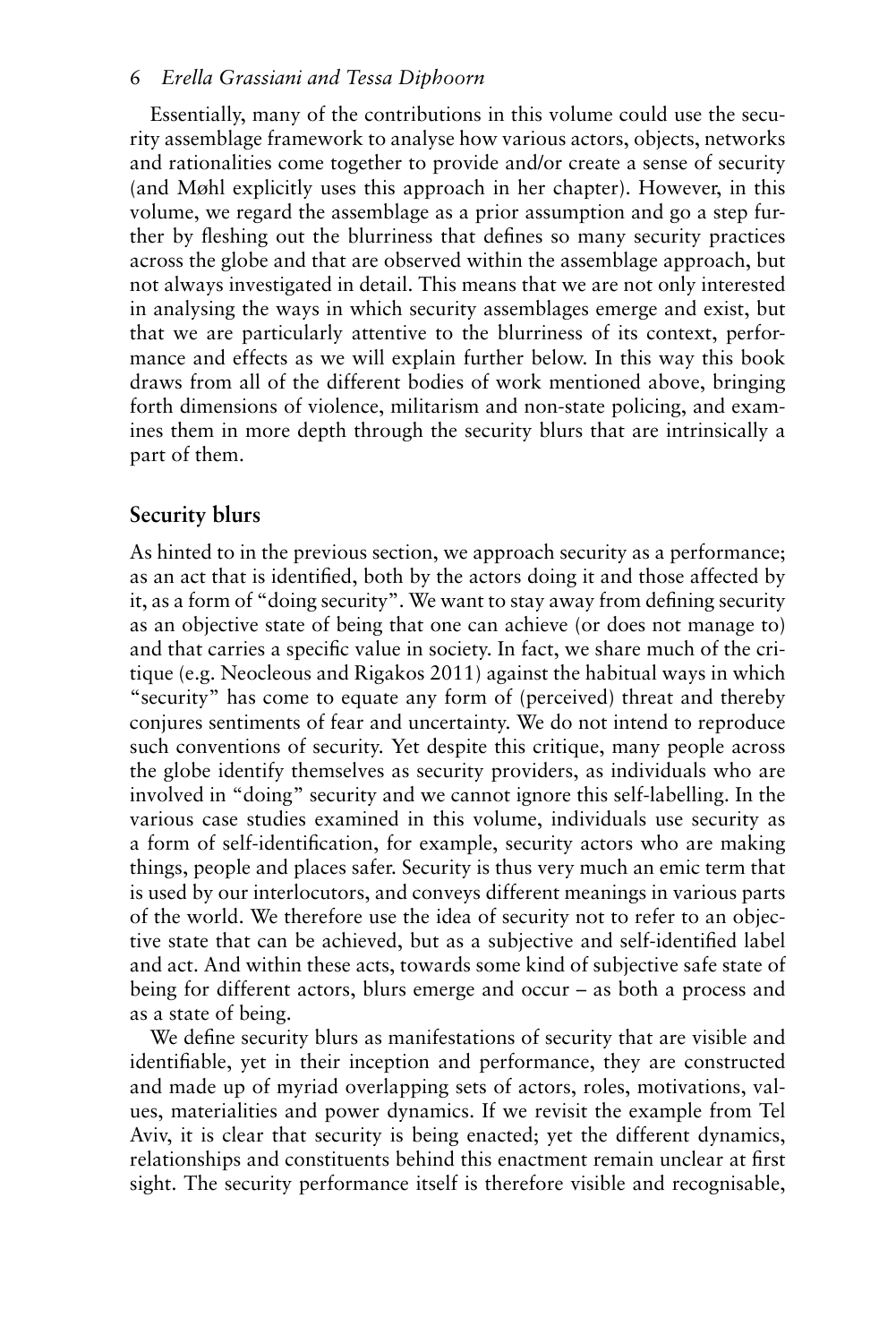Essentially, many of the contributions in this volume could use the security assemblage framework to analyse how various actors, objects, networks and rationalities come together to provide and/or create a sense of security (and Møhl explicitly uses this approach in her chapter). However, in this volume, we regard the assemblage as a prior assumption and go a step further by fleshing out the blurriness that defines so many security practices across the globe and that are observed within the assemblage approach, but not always investigated in detail. This means that we are not only interested in analysing the ways in which security assemblages emerge and exist, but that we are particularly attentive to the blurriness of its context, performance and effects as we will explain further below. In this way this book draws from all of the different bodies of work mentioned above, bringing forth dimensions of violence, militarism and non-state policing, and examines them in more depth through the security blurs that are intrinsically a part of them.

## Security blurs

As hinted to in the previous section, we approach security as a performance; as an act that is identified, both by the actors doing it and those affected by it, as a form of "doing security". We want to stay away from defining security as an objective state of being that one can achieve (or does not manage to) and that carries a specific value in society. In fact, we share much of the critique (e.g. Neocleous and Rigakos 2011) against the habitual ways in which "security" has come to equate any form of (perceived) threat and thereby conjures sentiments of fear and uncertainty. We do not intend to reproduce such conventions of security. Yet despite this critique, many people across the globe identify themselves as security providers, as individuals who are involved in "doing" security and we cannot ignore this self-labelling. In the various case studies examined in this volume, individuals use security as a form of self-identification, for example, security actors who are making things, people and places safer. Security is thus very much an emic term that is used by our interlocutors, and conveys different meanings in various parts of the world. We therefore use the idea of security not to refer to an objective state that can be achieved, but as a subjective and self-identified label and act. And within these acts, towards some kind of subjective safe state of being for different actors, blurs emerge and occur – as both a process and as a state of being.

We define security blurs as manifestations of security that are visible and identifiable, yet in their inception and performance, they are constructed and made up of myriad overlapping sets of actors, roles, motivations, values, materialities and power dynamics. If we revisit the example from Tel Aviv, it is clear that security is being enacted; yet the different dynamics, relationships and constituents behind this enactment remain unclear at first sight. The security performance itself is therefore visible and recognisable,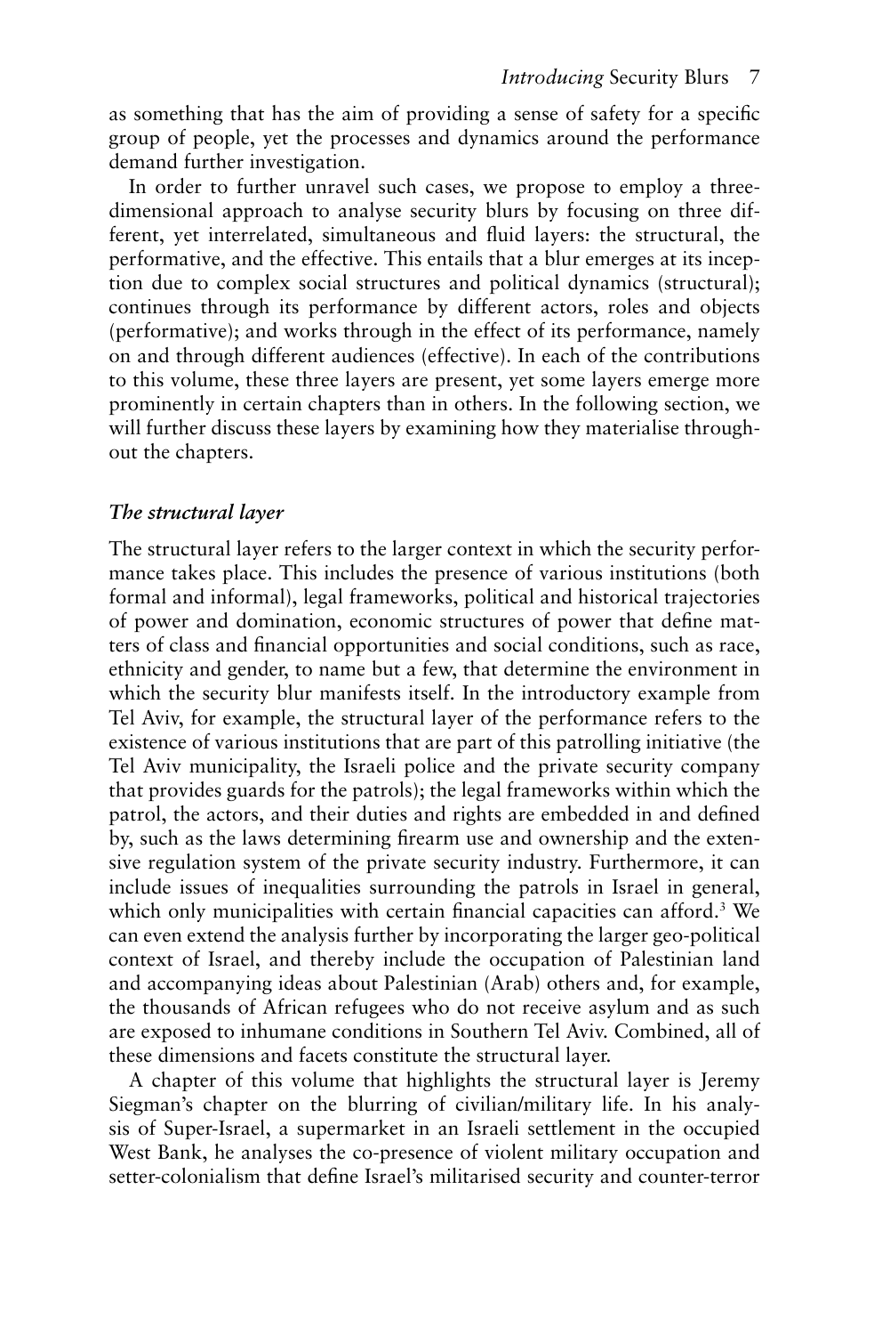as something that has the aim of providing a sense of safety for a specific group of people, yet the processes and dynamics around the performance demand further investigation.

In order to further unravel such cases, we propose to employ a three-dimensional approach to analyse security blurs by focusing on three different, yet interrelated, simultaneous and fluid layers: the structural, the performative, and the effective. This entails that a blur emerges at its inception due to complex social structures and political dynamics (structural); continues through its performance by different actors, roles and objects (performative); and works through in the effect of its performance, namely on and through different audiences (effective). In each of the contributions to this volume, these three layers are present, yet some layers emerge more prominently in certain chapters than in others. In the following section, we will further discuss these layers by examining how they materialise throughout the chapters.

### *The structural layer*

The structural layer refers to the larger context in which the security performance takes place. This includes the presence of various institutions (both formal and informal), legal frameworks, political and historical trajectories of power and domination, economic structures of power that define matters of class and financial opportunities and social conditions, such as race, ethnicity and gender, to name but a few, that determine the environment in which the security blur manifests itself. In the introductory example from Tel Aviv, for example, the structural layer of the performance refers to the existence of various institutions that are part of this patrolling initiative (the Tel Aviv municipality, the Israeli police and the private security company that provides guards for the patrols); the legal frameworks within which the patrol, the actors, and their duties and rights are embedded in and defined by, such as the laws determining firearm use and ownership and the extensive regulation system of the private security industry. Furthermore, it can include issues of inequalities surrounding the patrols in Israel in general, which only municipalities with certain financial capacities can afford.[3] We can even extend the analysis further by incorporating the larger geo-political context of Israel, and thereby include the occupation of Palestinian land and accompanying ideas about Palestinian (Arab) others and, for example, the thousands of African refugees who do not receive asylum and as such are exposed to inhumane conditions in Southern Tel Aviv. Combined, all of these dimensions and facets constitute the structural layer.

A chapter of this volume that highlights the structural layer is Jeremy Siegman's chapter on the blurring of civilian/military life. In his analysis of Super-Israel, a supermarket in an Israeli settlement in the occupied West Bank, he analyses the co-presence of violent military occupation and setter-colonialism that define Israel's militarised security and counter-terror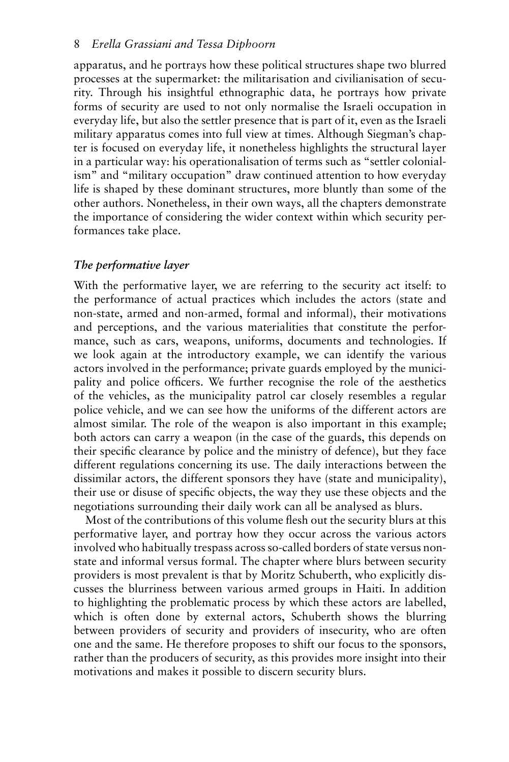apparatus, and he portrays how these political structures shape two blurred processes at the supermarket: the militarisation and civilianisation of security. Through his insightful ethnographic data, he portrays how private forms of security are used to not only normalise the Israeli occupation in everyday life, but also the settler presence that is part of it, even as the Israeli military apparatus comes into full view at times. Although Siegman's chapter is focused on everyday life, it nonetheless highlights the structural layer in a particular way: his operationalisation of terms such as "settler colonialism" and "military occupation" draw continued attention to how everyday life is shaped by these dominant structures, more bluntly than some of the other authors. Nonetheless, in their own ways, all the chapters demonstrate the importance of considering the wider context within which security performances take place.

### *The performative layer*

With the performative layer, we are referring to the security act itself: to the performance of actual practices which includes the actors (state and non-state, armed and non-armed, formal and informal), their motivations and perceptions, and the various materialities that constitute the performance, such as cars, weapons, uniforms, documents and technologies. If we look again at the introductory example, we can identify the various actors involved in the performance; private guards employed by the municipality and police officers. We further recognise the role of the aesthetics of the vehicles, as the municipality patrol car closely resembles a regular police vehicle, and we can see how the uniforms of the different actors are almost similar. The role of the weapon is also important in this example; both actors can carry a weapon (in the case of the guards, this depends on their specific clearance by police and the ministry of defence), but they face different regulations concerning its use. The daily interactions between the dissimilar actors, the different sponsors they have (state and municipality), their use or disuse of specific objects, the way they use these objects and the negotiations surrounding their daily work can all be analysed as blurs.

Most of the contributions of this volume flesh out the security blurs at this performative layer, and portray how they occur across the various actors involved who habitually trespass across so-called borders of state versus non-state and informal versus formal. The chapter where blurs between security providers is most prevalent is that by Moritz Schuberth, who explicitly discusses the blurriness between various armed groups in Haiti. In addition to highlighting the problematic process by which these actors are labelled, which is often done by external actors, Schuberth shows the blurring between providers of security and providers of insecurity, who are often one and the same. He therefore proposes to shift our focus to the sponsors, rather than the producers of security, as this provides more insight into their motivations and makes it possible to discern security blurs.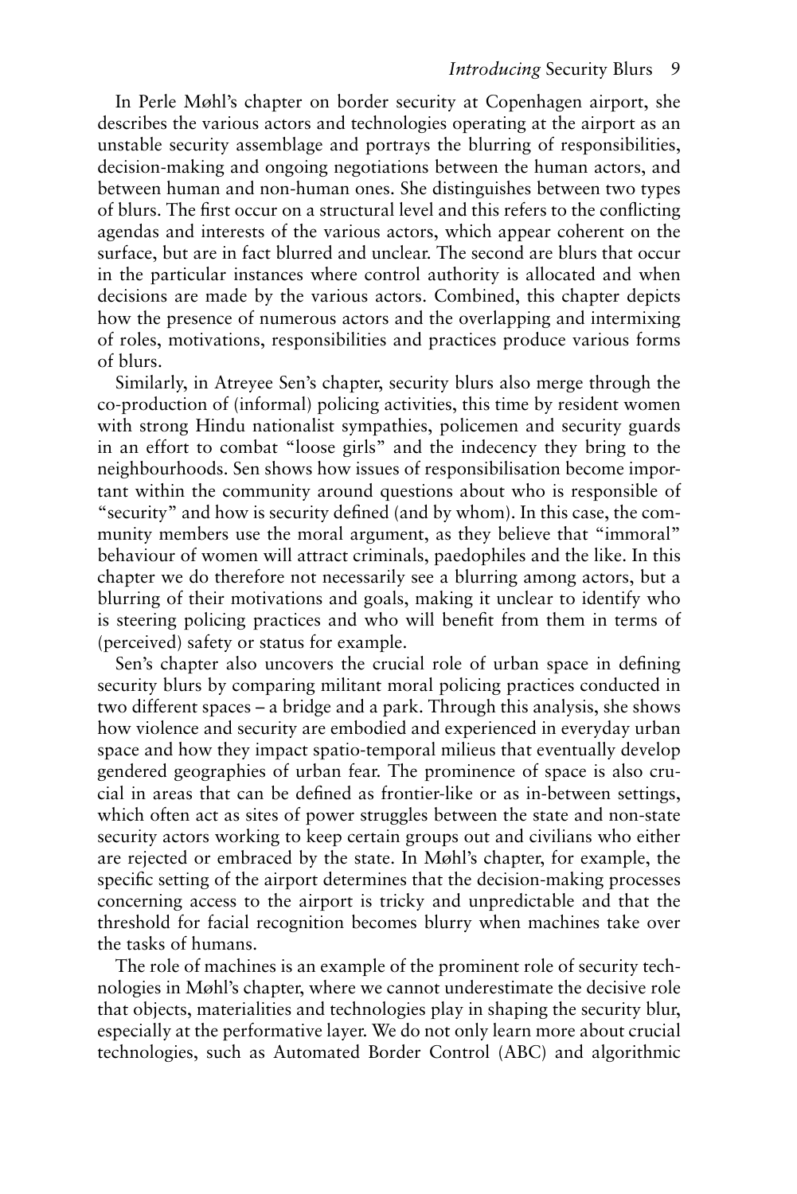In Perle Møhl's chapter on border security at Copenhagen airport, she describes the various actors and technologies operating at the airport as an unstable security assemblage and portrays the blurring of responsibilities, decision-making and ongoing negotiations between the human actors, and between human and non-human ones. She distinguishes between two types of blurs. The first occur on a structural level and this refers to the conflicting agendas and interests of the various actors, which appear coherent on the surface, but are in fact blurred and unclear. The second are blurs that occur in the particular instances where control authority is allocated and when decisions are made by the various actors. Combined, this chapter depicts how the presence of numerous actors and the overlapping and intermixing of roles, motivations, responsibilities and practices produce various forms of blurs.

Similarly, in Atreyee Sen's chapter, security blurs also merge through the co-production of (informal) policing activities, this time by resident women with strong Hindu nationalist sympathies, policemen and security guards in an effort to combat "loose girls" and the indecency they bring to the neighbourhoods. Sen shows how issues of responsibilisation become important within the community around questions about who is responsible of "security" and how is security defined (and by whom). In this case, the community members use the moral argument, as they believe that "immoral" behaviour of women will attract criminals, paedophiles and the like. In this chapter we do therefore not necessarily see a blurring among actors, but a blurring of their motivations and goals, making it unclear to identify who is steering policing practices and who will benefit from them in terms of (perceived) safety or status for example.

Sen's chapter also uncovers the crucial role of urban space in defining security blurs by comparing militant moral policing practices conducted in two different spaces – a bridge and a park. Through this analysis, she shows how violence and security are embodied and experienced in everyday urban space and how they impact spatio-temporal milieus that eventually develop gendered geographies of urban fear. The prominence of space is also crucial in areas that can be defined as frontier-like or as in-between settings, which often act as sites of power struggles between the state and non-state security actors working to keep certain groups out and civilians who either are rejected or embraced by the state. In Møhl's chapter, for example, the specific setting of the airport determines that the decision-making processes concerning access to the airport is tricky and unpredictable and that the threshold for facial recognition becomes blurry when machines take over the tasks of humans.

The role of machines is an example of the prominent role of security technologies in Møhl's chapter, where we cannot underestimate the decisive role that objects, materialities and technologies play in shaping the security blur, especially at the performative layer. We do not only learn more about crucial technologies, such as Automated Border Control (ABC) and algorithmic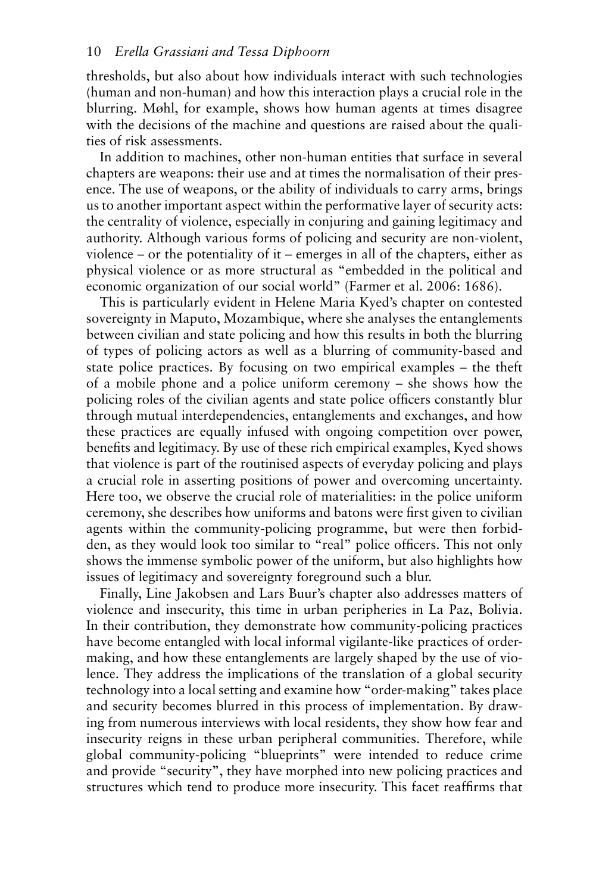thresholds, but also about how individuals interact with such technologies (human and non-human) and how this interaction plays a crucial role in the blurring. Møhl, for example, shows how human agents at times disagree with the decisions of the machine and questions are raised about the qualities of risk assessments.

In addition to machines, other non-human entities that surface in several chapters are weapons: their use and at times the normalisation of their presence. The use of weapons, or the ability of individuals to carry arms, brings us to another important aspect within the performative layer of security acts: the centrality of violence, especially in conjuring and gaining legitimacy and authority. Although various forms of policing and security are non-violent, violence – or the potentiality of it – emerges in all of the chapters, either as physical violence or as more structural as "embedded in the political and economic organization of our social world" (Farmer et al. 2006: 1686).

This is particularly evident in Helene Maria Kyed's chapter on contested sovereignty in Maputo, Mozambique, where she analyses the entanglements between civilian and state policing and how this results in both the blurring of types of policing actors as well as a blurring of community-based and state police practices. By focusing on two empirical examples – the theft of a mobile phone and a police uniform ceremony – she shows how the policing roles of the civilian agents and state police officers constantly blur through mutual interdependencies, entanglements and exchanges, and how these practices are equally infused with ongoing competition over power, benefits and legitimacy. By use of these rich empirical examples, Kyed shows that violence is part of the routinised aspects of everyday policing and plays a crucial role in asserting positions of power and overcoming uncertainty. Here too, we observe the crucial role of materialities: in the police uniform ceremony, she describes how uniforms and batons were first given to civilian agents within the community-policing programme, but were then forbidden, as they would look too similar to "real" police officers. This not only shows the immense symbolic power of the uniform, but also highlights how issues of legitimacy and sovereignty foreground such a blur.

Finally, Line Jakobsen and Lars Buur's chapter also addresses matters of violence and insecurity, this time in urban peripheries in La Paz, Bolivia. In their contribution, they demonstrate how community-policing practices have become entangled with local informal vigilante-like practices of order-making, and how these entanglements are largely shaped by the use of violence. They address the implications of the translation of a global security technology into a local setting and examine how "order-making" takes place and security becomes blurred in this process of implementation. By drawing from numerous interviews with local residents, they show how fear and insecurity reigns in these urban peripheral communities. Therefore, while global community-policing "blueprints" were intended to reduce crime and provide "security", they have morphed into new policing practices and structures which tend to produce more insecurity. This facet reaffirms that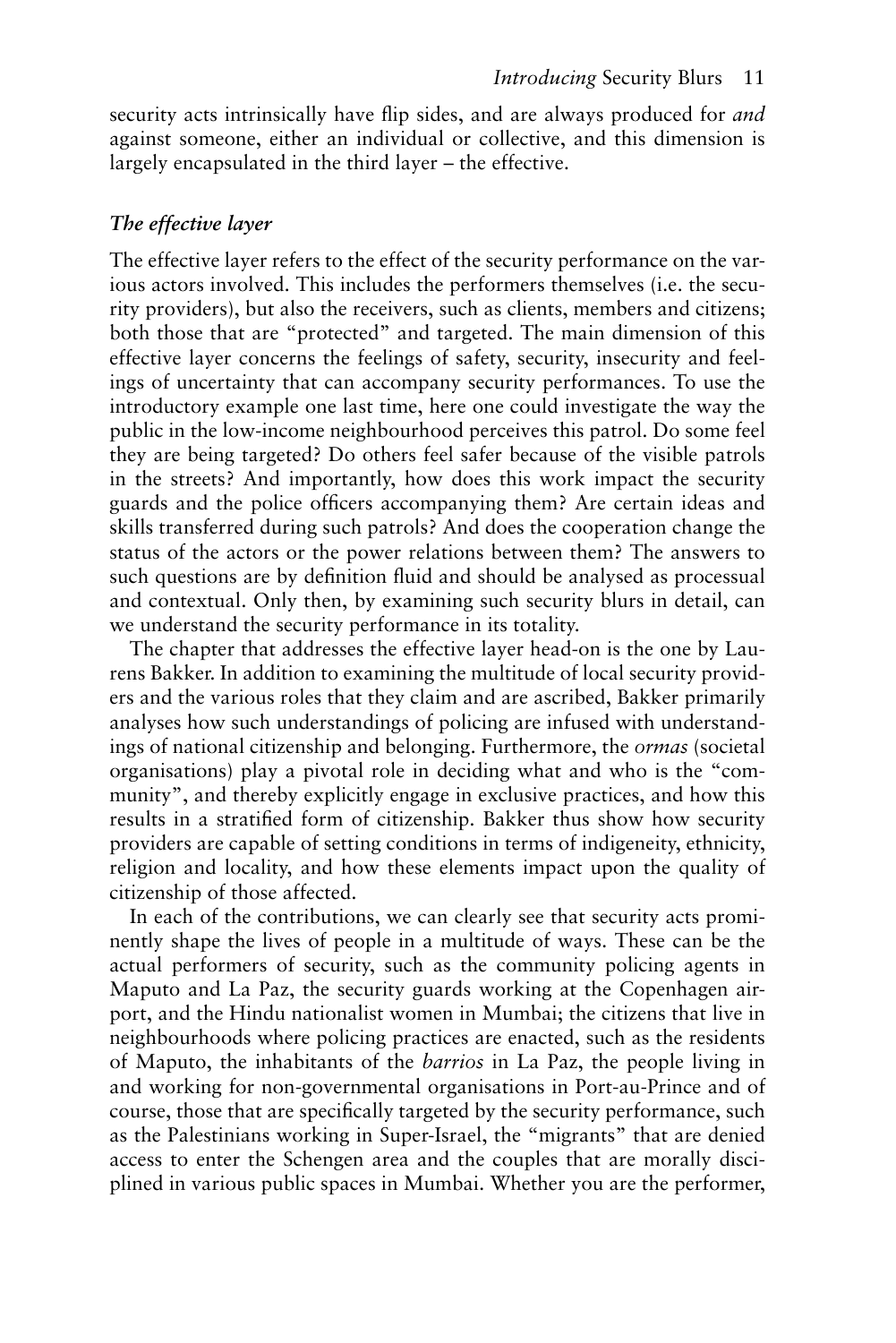security acts intrinsically have flip sides, and are always produced for *and* against someone, either an individual or collective, and this dimension is largely encapsulated in the third layer – the effective.

### *The effective layer*

The effective layer refers to the effect of the security performance on the various actors involved. This includes the performers themselves (i.e. the security providers), but also the receivers, such as clients, members and citizens; both those that are "protected" and targeted. The main dimension of this effective layer concerns the feelings of safety, security, insecurity and feelings of uncertainty that can accompany security performances. To use the introductory example one last time, here one could investigate the way the public in the low-income neighbourhood perceives this patrol. Do some feel they are being targeted? Do others feel safer because of the visible patrols in the streets? And importantly, how does this work impact the security guards and the police officers accompanying them? Are certain ideas and skills transferred during such patrols? And does the cooperation change the status of the actors or the power relations between them? The answers to such questions are by definition fluid and should be analysed as processual and contextual. Only then, by examining such security blurs in detail, can we understand the security performance in its totality.

The chapter that addresses the effective layer head-on is the one by Laurens Bakker. In addition to examining the multitude of local security providers and the various roles that they claim and are ascribed, Bakker primarily analyses how such understandings of policing are infused with understandings of national citizenship and belonging. Furthermore, the *ormas* (societal organisations) play a pivotal role in deciding what and who is the "community", and thereby explicitly engage in exclusive practices, and how this results in a stratified form of citizenship. Bakker thus show how security providers are capable of setting conditions in terms of indigeneity, ethnicity, religion and locality, and how these elements impact upon the quality of citizenship of those affected.

In each of the contributions, we can clearly see that security acts prominently shape the lives of people in a multitude of ways. These can be the actual performers of security, such as the community policing agents in Maputo and La Paz, the security guards working at the Copenhagen airport, and the Hindu nationalist women in Mumbai; the citizens that live in neighbourhoods where policing practices are enacted, such as the residents of Maputo, the inhabitants of the *barrios* in La Paz, the people living in and working for non-governmental organisations in Port-au-Prince and of course, those that are specifically targeted by the security performance, such as the Palestinians working in Super-Israel, the "migrants" that are denied access to enter the Schengen area and the couples that are morally disciplined in various public spaces in Mumbai. Whether you are the performer,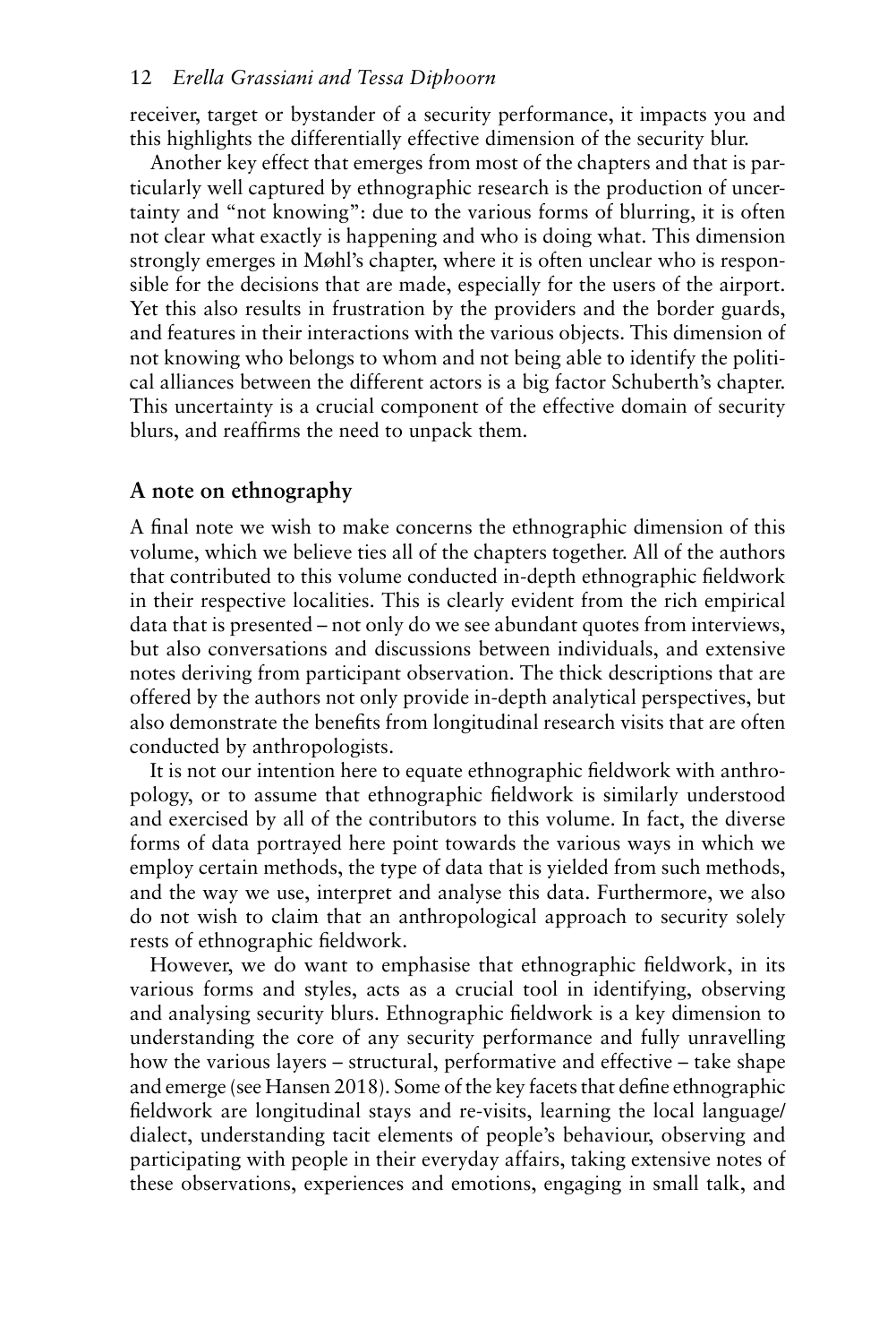receiver, target or bystander of a security performance, it impacts you and this highlights the differentially effective dimension of the security blur.

Another key effect that emerges from most of the chapters and that is particularly well captured by ethnographic research is the production of uncertainty and "not knowing": due to the various forms of blurring, it is often not clear what exactly is happening and who is doing what. This dimension strongly emerges in Møhl's chapter, where it is often unclear who is responsible for the decisions that are made, especially for the users of the airport. Yet this also results in frustration by the providers and the border guards, and features in their interactions with the various objects. This dimension of not knowing who belongs to whom and not being able to identify the political alliances between the different actors is a big factor Schuberth's chapter. This uncertainty is a crucial component of the effective domain of security blurs, and reaffirms the need to unpack them.

## A note on ethnography

A final note we wish to make concerns the ethnographic dimension of this volume, which we believe ties all of the chapters together. All of the authors that contributed to this volume conducted in-depth ethnographic fieldwork in their respective localities. This is clearly evident from the rich empirical data that is presented – not only do we see abundant quotes from interviews, but also conversations and discussions between individuals, and extensive notes deriving from participant observation. The thick descriptions that are offered by the authors not only provide in-depth analytical perspectives, but also demonstrate the benefits from longitudinal research visits that are often conducted by anthropologists.

It is not our intention here to equate ethnographic fieldwork with anthropology, or to assume that ethnographic fieldwork is similarly understood and exercised by all of the contributors to this volume. In fact, the diverse forms of data portrayed here point towards the various ways in which we employ certain methods, the type of data that is yielded from such methods, and the way we use, interpret and analyse this data. Furthermore, we also do not wish to claim that an anthropological approach to security solely rests of ethnographic fieldwork.

However, we do want to emphasise that ethnographic fieldwork, in its various forms and styles, acts as a crucial tool in identifying, observing and analysing security blurs. Ethnographic fieldwork is a key dimension to understanding the core of any security performance and fully unravelling how the various layers – structural, performative and effective – take shape and emerge (see Hansen 2018). Some of the key facets that define ethnographic fieldwork are longitudinal stays and re-visits, learning the local language/dialect, understanding tacit elements of people's behaviour, observing and participating with people in their everyday affairs, taking extensive notes of these observations, experiences and emotions, engaging in small talk, and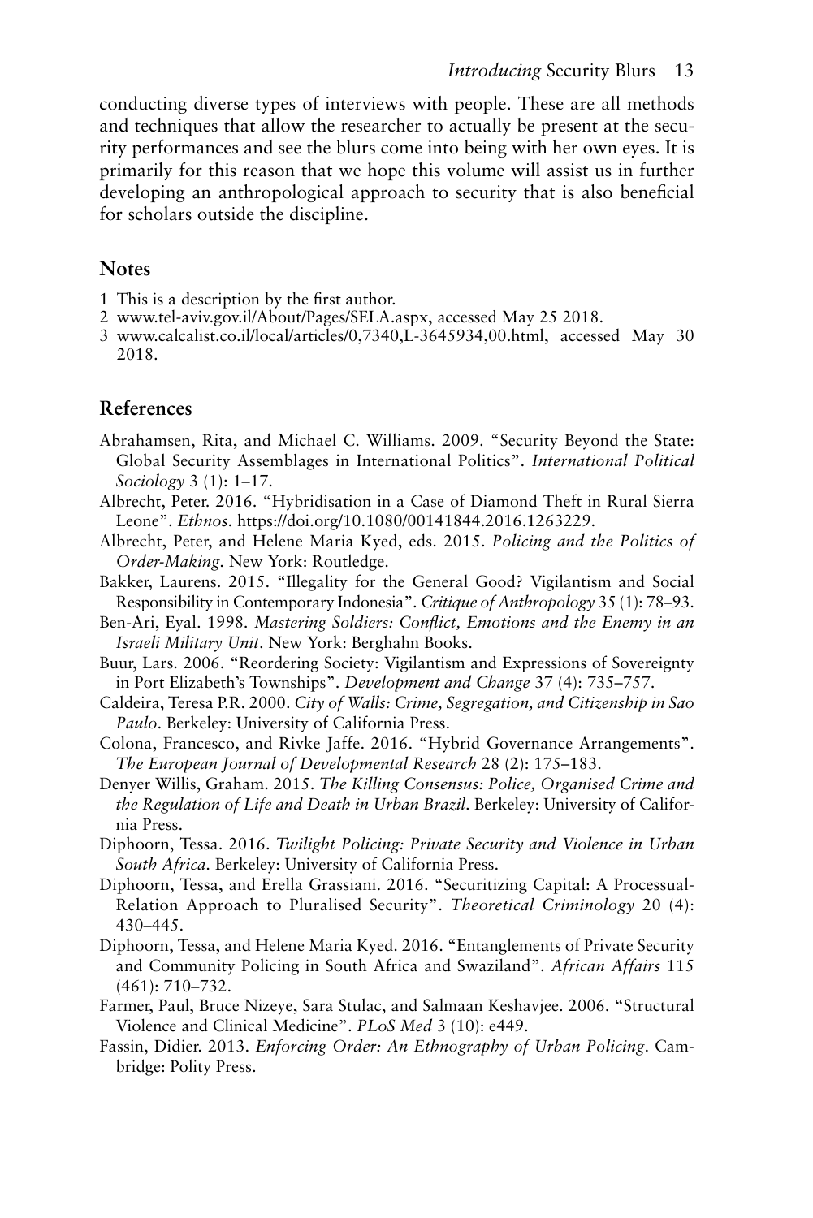conducting diverse types of interviews with people. These are all methods and techniques that allow the researcher to actually be present at the security performances and see the blurs come into being with her own eyes. It is primarily for this reason that we hope this volume will assist us in further developing an anthropological approach to security that is also beneficial for scholars outside the discipline.

## Notes

1 This is a description by the first author.
2 www.tel-aviv.gov.il/About/Pages/SELA.aspx, accessed May 25 2018.
3 www.calcalist.co.il/local/articles/0,7340,L-3645934,00.html, accessed May 30 2018.

## References

Abrahamsen, Rita, and Michael C. Williams. 2009. "Security Beyond the State: Global Security Assemblages in International Politics". *International Political Sociology* 3 (1): 1–17.

Albrecht, Peter. 2016. "Hybridisation in a Case of Diamond Theft in Rural Sierra Leone". *Ethnos*. https://doi.org/10.1080/00141844.2016.1263229.

Albrecht, Peter, and Helene Maria Kyed, eds. 2015. *Policing and the Politics of Order-Making*. New York: Routledge.

Bakker, Laurens. 2015. "Illegality for the General Good? Vigilantism and Social Responsibility in Contemporary Indonesia". *Critique of Anthropology* 35 (1): 78–93.

Ben-Ari, Eyal. 1998. *Mastering Soldiers: Conflict, Emotions and the Enemy in an Israeli Military Unit*. New York: Berghahn Books.

Buur, Lars. 2006. "Reordering Society: Vigilantism and Expressions of Sovereignty in Port Elizabeth's Townships". *Development and Change* 37 (4): 735–757.

Caldeira, Teresa P.R. 2000. *City of Walls: Crime, Segregation, and Citizenship in Sao Paulo*. Berkeley: University of California Press.

Colona, Francesco, and Rivke Jaffe. 2016. "Hybrid Governance Arrangements". *The European Journal of Developmental Research* 28 (2): 175–183.

Denyer Willis, Graham. 2015. *The Killing Consensus: Police, Organised Crime and the Regulation of Life and Death in Urban Brazil*. Berkeley: University of California Press.

Diphoorn, Tessa. 2016. *Twilight Policing: Private Security and Violence in Urban South Africa*. Berkeley: University of California Press.

Diphoorn, Tessa, and Erella Grassiani. 2016. "Securitizing Capital: A Processual-Relation Approach to Pluralised Security". *Theoretical Criminology* 20 (4): 430–445.

Diphoorn, Tessa, and Helene Maria Kyed. 2016. "Entanglements of Private Security and Community Policing in South Africa and Swaziland". *African Affairs* 115 (461): 710–732.

Farmer, Paul, Bruce Nizeye, Sara Stulac, and Salmaan Keshavjee. 2006. "Structural Violence and Clinical Medicine". *PLoS Med* 3 (10): e449.

Fassin, Didier. 2013. *Enforcing Order: An Ethnography of Urban Policing*. Cambridge: Polity Press.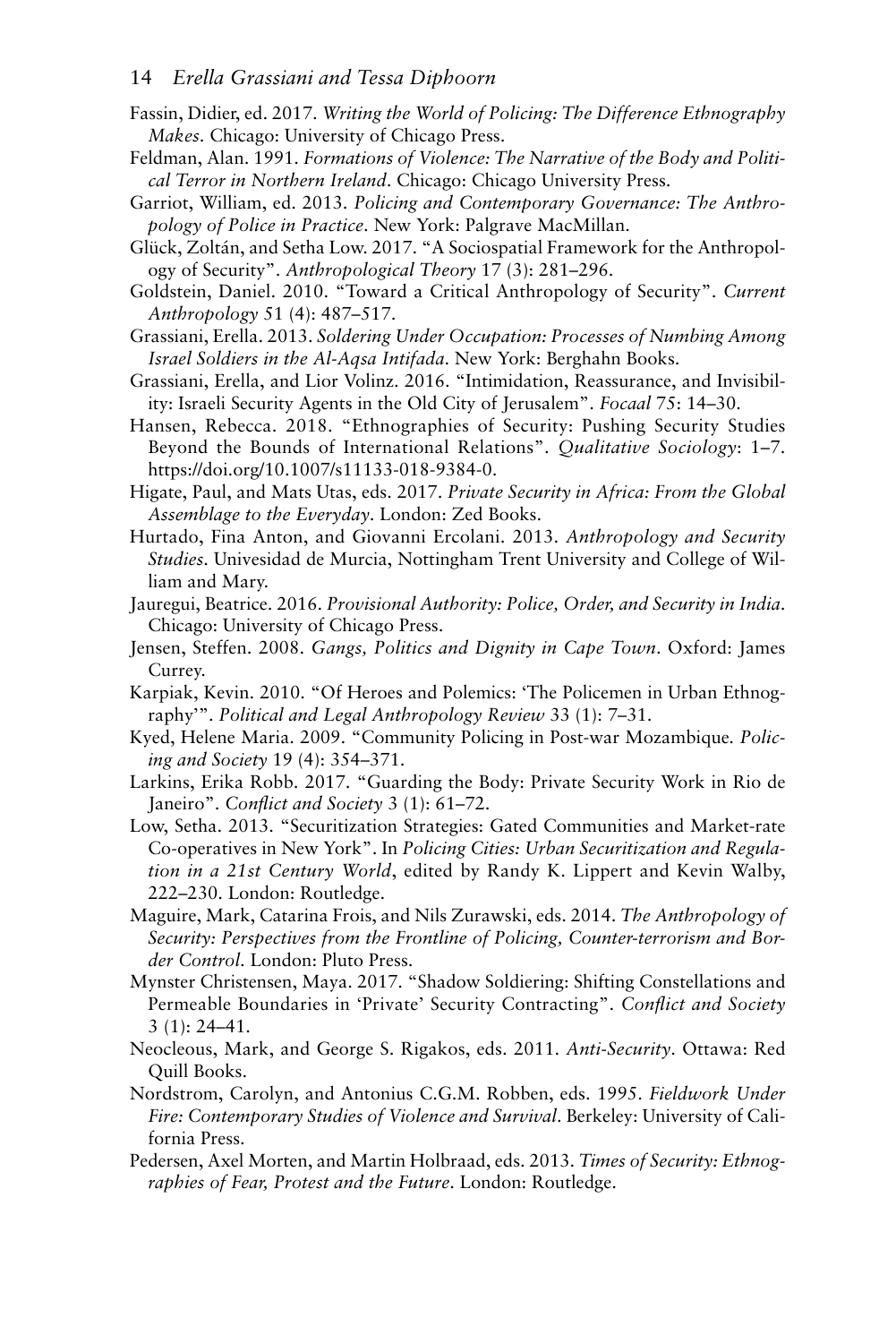Fassin, Didier, ed. 2017. *Writing the World of Policing: The Difference Ethnography Makes*. Chicago: University of Chicago Press.

Feldman, Alan. 1991. *Formations of Violence: The Narrative of the Body and Political Terror in Northern Ireland*. Chicago: Chicago University Press.

Garriot, William, ed. 2013. *Policing and Contemporary Governance: The Anthropology of Police in Practice*. New York: Palgrave MacMillan.

Glück, Zoltán, and Setha Low. 2017. "A Sociospatial Framework for the Anthropology of Security". *Anthropological Theory* 17 (3): 281–296.

Goldstein, Daniel. 2010. "Toward a Critical Anthropology of Security". *Current Anthropology* 51 (4): 487–517.

Grassiani, Erella. 2013. *Soldering Under Occupation: Processes of Numbing Among Israel Soldiers in the Al-Aqsa Intifada*. New York: Berghahn Books.

Grassiani, Erella, and Lior Volinz. 2016. "Intimidation, Reassurance, and Invisibility: Israeli Security Agents in the Old City of Jerusalem". *Focaal* 75: 14–30.

Hansen, Rebecca. 2018. "Ethnographies of Security: Pushing Security Studies Beyond the Bounds of International Relations". *Qualitative Sociology*: 1–7. https://doi.org/10.1007/s11133-018-9384-0.

Higate, Paul, and Mats Utas, eds. 2017. *Private Security in Africa: From the Global Assemblage to the Everyday*. London: Zed Books.

Hurtado, Fina Anton, and Giovanni Ercolani. 2013. *Anthropology and Security Studies*. Univesidad de Murcia, Nottingham Trent University and College of William and Mary.

Jauregui, Beatrice. 2016. *Provisional Authority: Police, Order, and Security in India*. Chicago: University of Chicago Press.

Jensen, Steffen. 2008. *Gangs, Politics and Dignity in Cape Town*. Oxford: James Currey.

Karpiak, Kevin. 2010. "Of Heroes and Polemics: 'The Policemen in Urban Ethnography'". *Political and Legal Anthropology Review* 33 (1): 7–31.

Kyed, Helene Maria. 2009. "Community Policing in Post-war Mozambique. *Policing and Society* 19 (4): 354–371.

Larkins, Erika Robb. 2017. "Guarding the Body: Private Security Work in Rio de Janeiro". *Conflict and Society* 3 (1): 61–72.

Low, Setha. 2013. "Securitization Strategies: Gated Communities and Market-rate Co-operatives in New York". In *Policing Cities: Urban Securitization and Regulation in a 21st Century World*, edited by Randy K. Lippert and Kevin Walby, 222–230. London: Routledge.

Maguire, Mark, Catarina Frois, and Nils Zurawski, eds. 2014. *The Anthropology of Security: Perspectives from the Frontline of Policing, Counter-terrorism and Border Control*. London: Pluto Press.

Mynster Christensen, Maya. 2017. "Shadow Soldiering: Shifting Constellations and Permeable Boundaries in 'Private' Security Contracting". *Conflict and Society* 3 (1): 24–41.

Neocleous, Mark, and George S. Rigakos, eds. 2011. *Anti-Security*. Ottawa: Red Quill Books.

Nordstrom, Carolyn, and Antonius C.G.M. Robben, eds. 1995. *Fieldwork Under Fire: Contemporary Studies of Violence and Survival*. Berkeley: University of California Press.

Pedersen, Axel Morten, and Martin Holbraad, eds. 2013. *Times of Security: Ethnographies of Fear, Protest and the Future*. London: Routledge.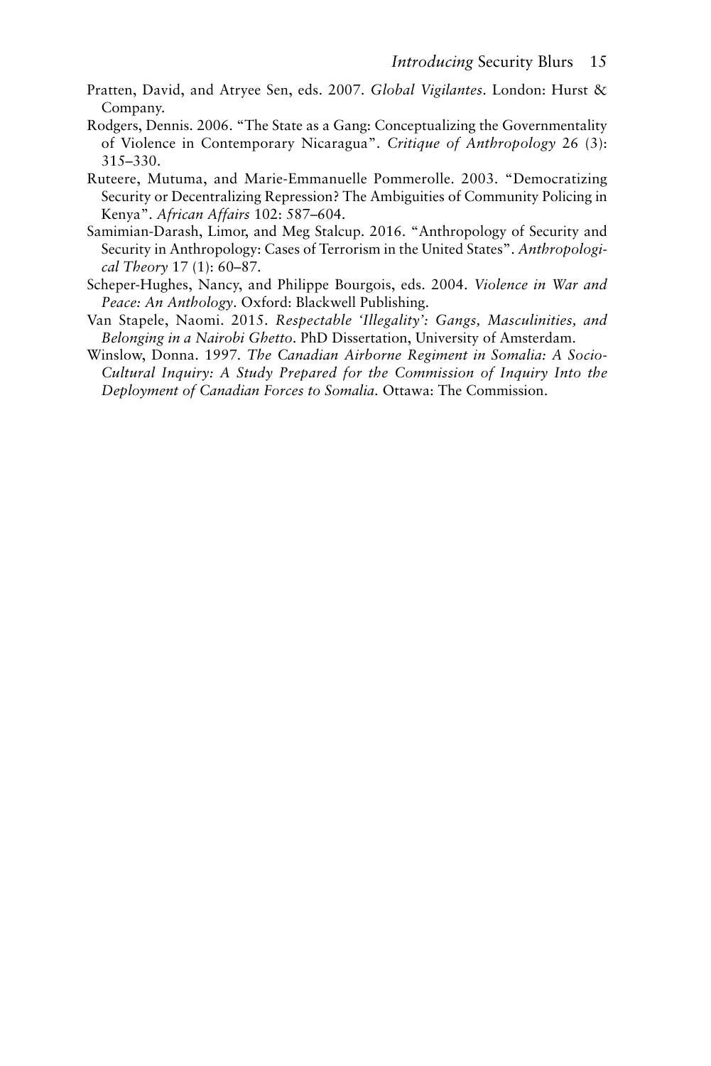Pratten, David, and Atryee Sen, eds. 2007. *Global Vigilantes*. London: Hurst & Company.

Rodgers, Dennis. 2006. "The State as a Gang: Conceptualizing the Governmentality of Violence in Contemporary Nicaragua". *Critique of Anthropology* 26 (3): 315–330.

Ruteere, Mutuma, and Marie-Emmanuelle Pommerolle. 2003. "Democratizing Security or Decentralizing Repression? The Ambiguities of Community Policing in Kenya". *African Affairs* 102: 587–604.

Samimian-Darash, Limor, and Meg Stalcup. 2016. "Anthropology of Security and Security in Anthropology: Cases of Terrorism in the United States". *Anthropological Theory* 17 (1): 60–87.

Scheper-Hughes, Nancy, and Philippe Bourgois, eds. 2004. *Violence in War and Peace: An Anthology*. Oxford: Blackwell Publishing.

Van Stapele, Naomi. 2015. *Respectable 'Illegality': Gangs, Masculinities, and Belonging in a Nairobi Ghetto*. PhD Dissertation, University of Amsterdam.

Winslow, Donna. 1997. *The Canadian Airborne Regiment in Somalia: A Socio-Cultural Inquiry: A Study Prepared for the Commission of Inquiry Into the Deployment of Canadian Forces to Somalia*. Ottawa: The Commission.